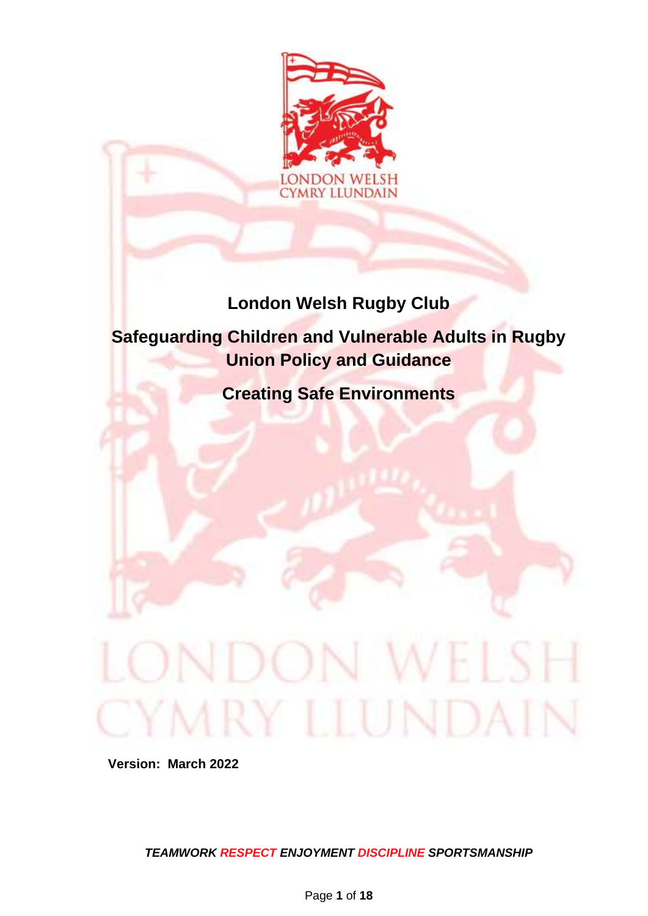# London Welsh Rugby Club

## Safeguarding Children and Vulnerable Adults in Rugby Union Policy and Guidance

## Creating Safe Environments

**Version: March 2022**

***TEAMWORK RESPECT ENJOYMENT DISCIPLINE SPORTSMANSHIP***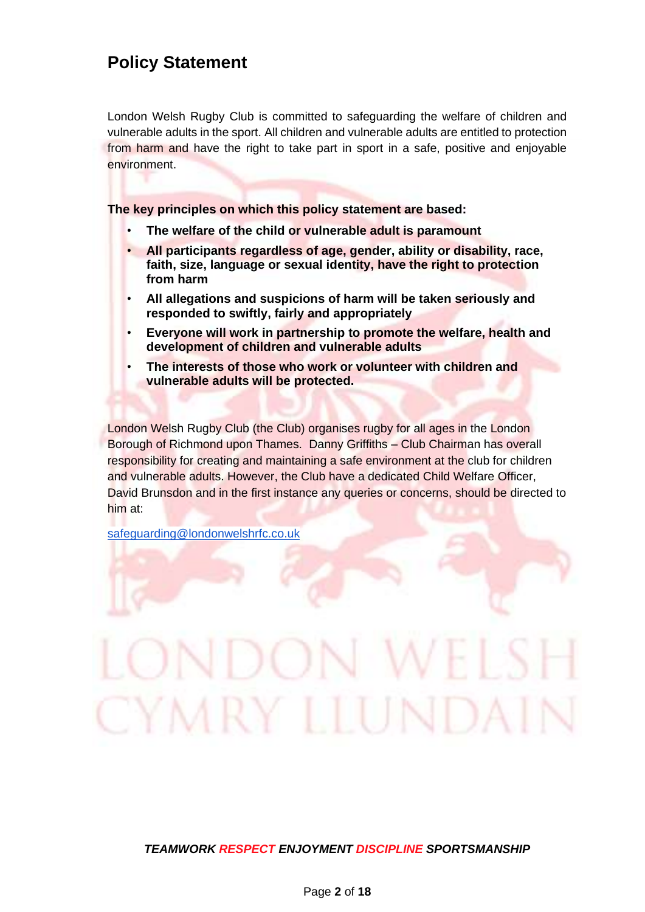## Policy Statement

London Welsh Rugby Club is committed to safeguarding the welfare of children and vulnerable adults in the sport. All children and vulnerable adults are entitled to protection from harm and have the right to take part in sport in a safe, positive and enjoyable environment.

**The key principles on which this policy statement are based:**

- **The welfare of the child or vulnerable adult is paramount**
- **All participants regardless of age, gender, ability or disability, race, faith, size, language or sexual identity, have the right to protection from harm**
- **All allegations and suspicions of harm will be taken seriously and responded to swiftly, fairly and appropriately**
- **Everyone will work in partnership to promote the welfare, health and development of children and vulnerable adults**
- **The interests of those who work or volunteer with children and vulnerable adults will be protected.**

London Welsh Rugby Club (the Club) organises rugby for all ages in the London Borough of Richmond upon Thames. Danny Griffiths – Club Chairman has overall responsibility for creating and maintaining a safe environment at the club for children and vulnerable adults. However, the Club have a dedicated Child Welfare Officer, David Brunsdon and in the first instance any queries or concerns, should be directed to him at:

safeguarding@londonwelshrfc.co.uk

LONDON WELSH
CYMRY LLUNDAIN

***TEAMWORK RESPECT ENJOYMENT DISCIPLINE SPORTSMANSHIP***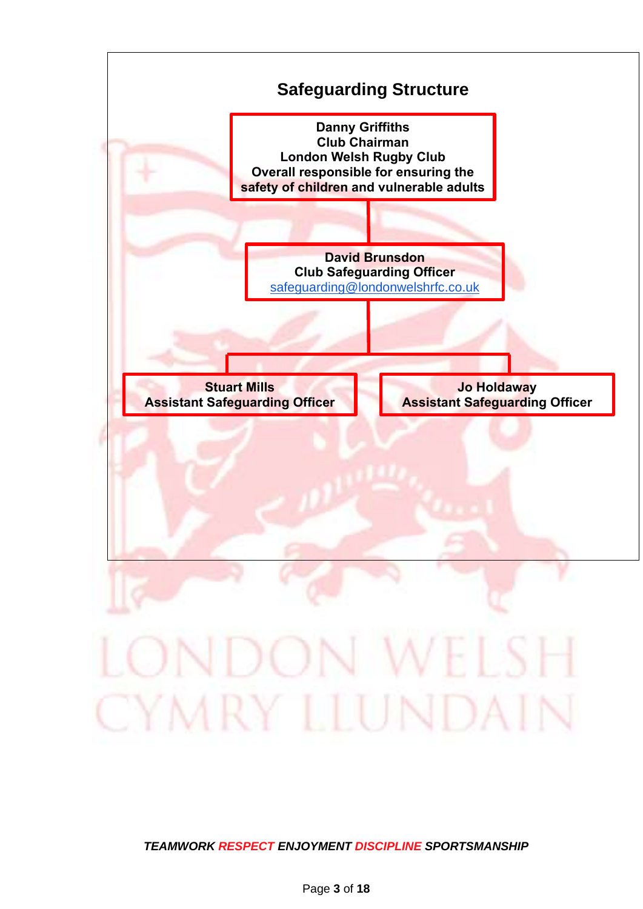## Safeguarding Structure

**Danny Griffiths**
**Club Chairman**
**London Welsh Rugby Club**
**Overall responsible for ensuring the safety of children and vulnerable adults**

**David Brunsdon**
**Club Safeguarding Officer**
safeguarding@londonwelshrfc.co.uk

**Stuart Mills**
**Assistant Safeguarding Officer**

**Jo Holdaway**
**Assistant Safeguarding Officer**

LONDON WELSH
CYMRY LLUNDAIN

***TEAMWORK RESPECT ENJOYMENT DISCIPLINE SPORTSMANSHIP***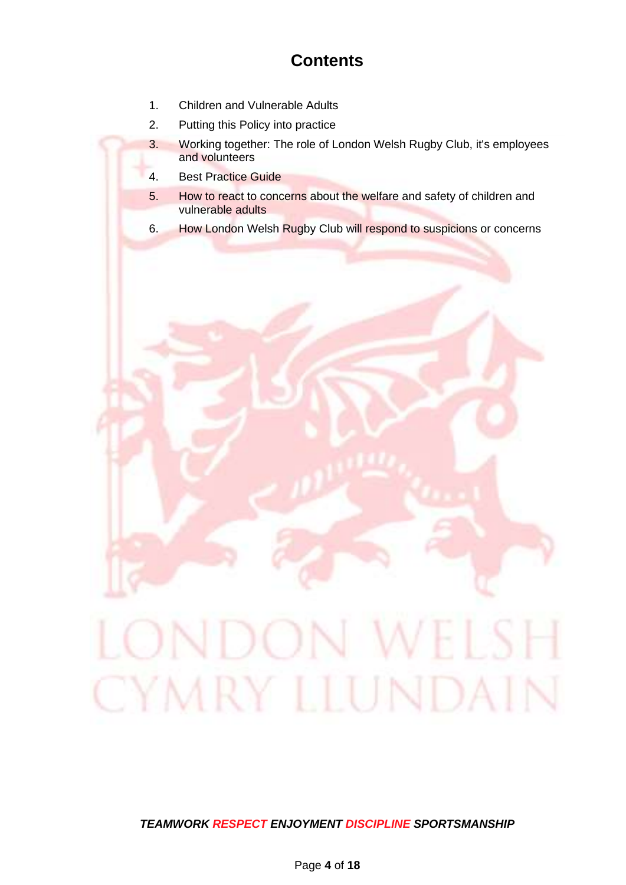# Contents

1. Children and Vulnerable Adults
2. Putting this Policy into practice
3. Working together: The role of London Welsh Rugby Club, it's employees and volunteers
4. Best Practice Guide
5. How to react to concerns about the welfare and safety of children and vulnerable adults
6. How London Welsh Rugby Club will respond to suspicions or concerns

***TEAMWORK RESPECT ENJOYMENT DISCIPLINE SPORTSMANSHIP***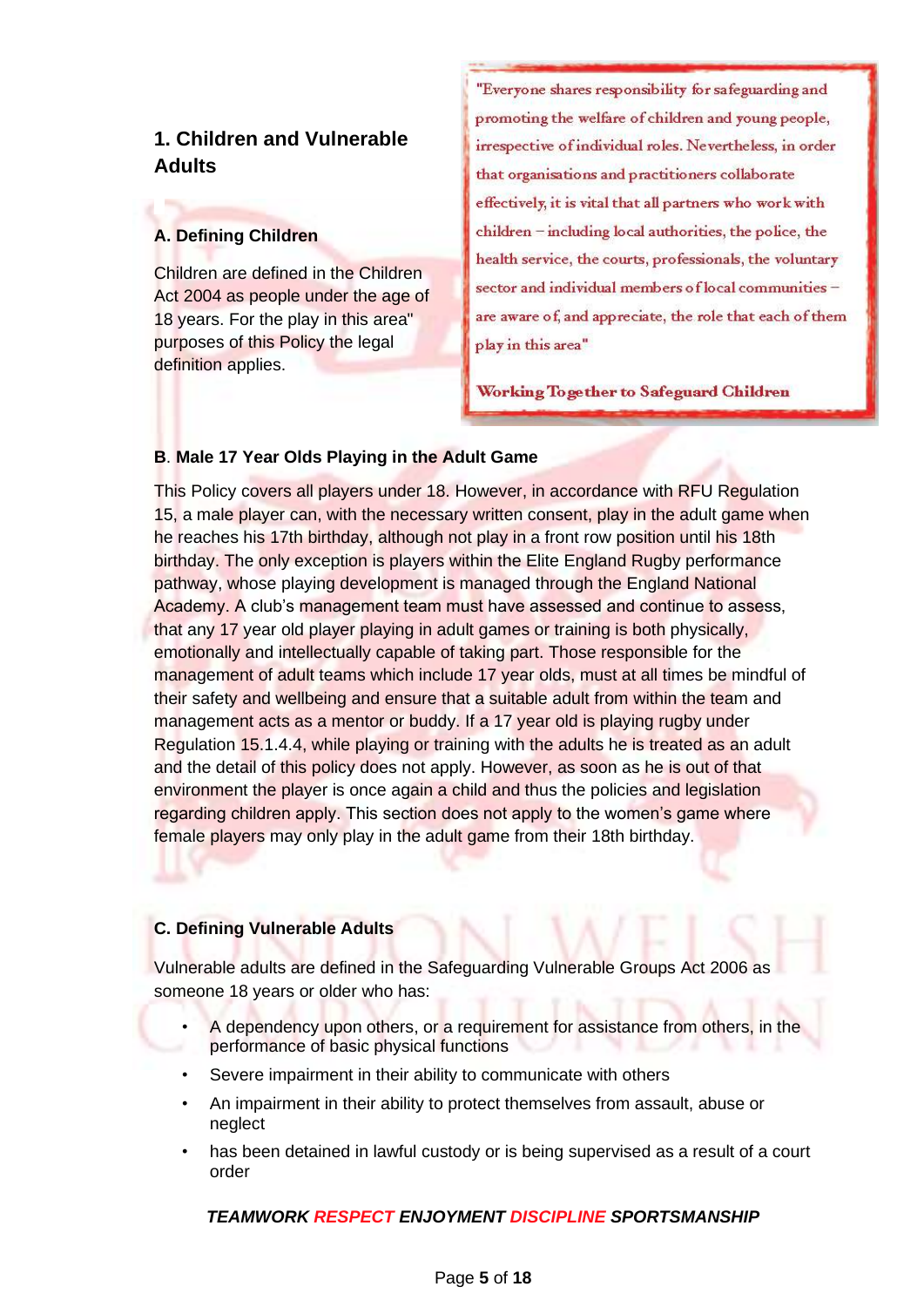## 1. Children and Vulnerable Adults

### A. Defining Children

Children are defined in the Children Act 2004 as people under the age of 18 years. For the play in this area" purposes of this Policy the legal definition applies.

> "Everyone shares responsibility for safeguarding and promoting the welfare of children and young people, irrespective of individual roles. Nevertheless, in order that organisations and practitioners collaborate effectively, it is vital that all partners who work with children – including local authorities, the police, the health service, the courts, professionals, the voluntary sector and individual members of local communities – are aware of, and appreciate, the role that each of them play in this area"
>
> **Working Together to Safeguard Children**

### B. Male 17 Year Olds Playing in the Adult Game

This Policy covers all players under 18. However, in accordance with RFU Regulation 15, a male player can, with the necessary written consent, play in the adult game when he reaches his 17th birthday, although not play in a front row position until his 18th birthday. The only exception is players within the Elite England Rugby performance pathway, whose playing development is managed through the England National Academy. A club's management team must have assessed and continue to assess, that any 17 year old player playing in adult games or training is both physically, emotionally and intellectually capable of taking part. Those responsible for the management of adult teams which include 17 year olds, must at all times be mindful of their safety and wellbeing and ensure that a suitable adult from within the team and management acts as a mentor or buddy. If a 17 year old is playing rugby under Regulation 15.1.4.4, while playing or training with the adults he is treated as an adult and the detail of this policy does not apply. However, as soon as he is out of that environment the player is once again a child and thus the policies and legislation regarding children apply. This section does not apply to the women's game where female players may only play in the adult game from their 18th birthday.

### C. Defining Vulnerable Adults

Vulnerable adults are defined in the Safeguarding Vulnerable Groups Act 2006 as someone 18 years or older who has:

- A dependency upon others, or a requirement for assistance from others, in the performance of basic physical functions
- Severe impairment in their ability to communicate with others
- An impairment in their ability to protect themselves from assault, abuse or neglect
- has been detained in lawful custody or is being supervised as a result of a court order

***TEAMWORK RESPECT ENJOYMENT DISCIPLINE SPORTSMANSHIP***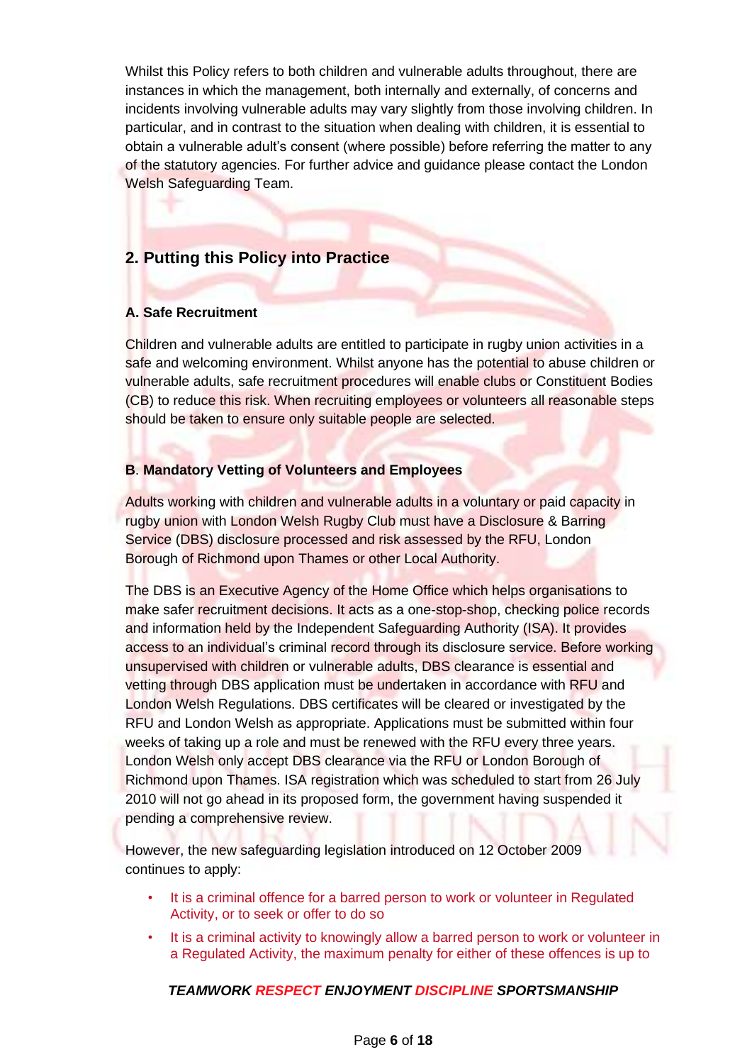Whilst this Policy refers to both children and vulnerable adults throughout, there are instances in which the management, both internally and externally, of concerns and incidents involving vulnerable adults may vary slightly from those involving children. In particular, and in contrast to the situation when dealing with children, it is essential to obtain a vulnerable adult's consent (where possible) before referring the matter to any of the statutory agencies. For further advice and guidance please contact the London Welsh Safeguarding Team.

## 2. Putting this Policy into Practice

### A. Safe Recruitment

Children and vulnerable adults are entitled to participate in rugby union activities in a safe and welcoming environment. Whilst anyone has the potential to abuse children or vulnerable adults, safe recruitment procedures will enable clubs or Constituent Bodies (CB) to reduce this risk. When recruiting employees or volunteers all reasonable steps should be taken to ensure only suitable people are selected.

### B. Mandatory Vetting of Volunteers and Employees

Adults working with children and vulnerable adults in a voluntary or paid capacity in rugby union with London Welsh Rugby Club must have a Disclosure & Barring Service (DBS) disclosure processed and risk assessed by the RFU, London Borough of Richmond upon Thames or other Local Authority.

The DBS is an Executive Agency of the Home Office which helps organisations to make safer recruitment decisions. It acts as a one-stop-shop, checking police records and information held by the Independent Safeguarding Authority (ISA). It provides access to an individual's criminal record through its disclosure service. Before working unsupervised with children or vulnerable adults, DBS clearance is essential and vetting through DBS application must be undertaken in accordance with RFU and London Welsh Regulations. DBS certificates will be cleared or investigated by the RFU and London Welsh as appropriate. Applications must be submitted within four weeks of taking up a role and must be renewed with the RFU every three years. London Welsh only accept DBS clearance via the RFU or London Borough of Richmond upon Thames. ISA registration which was scheduled to start from 26 July 2010 will not go ahead in its proposed form, the government having suspended it pending a comprehensive review.

However, the new safeguarding legislation introduced on 12 October 2009 continues to apply:

- It is a criminal offence for a barred person to work or volunteer in Regulated Activity, or to seek or offer to do so
- It is a criminal activity to knowingly allow a barred person to work or volunteer in a Regulated Activity, the maximum penalty for either of these offences is up to

***TEAMWORK RESPECT ENJOYMENT DISCIPLINE SPORTSMANSHIP***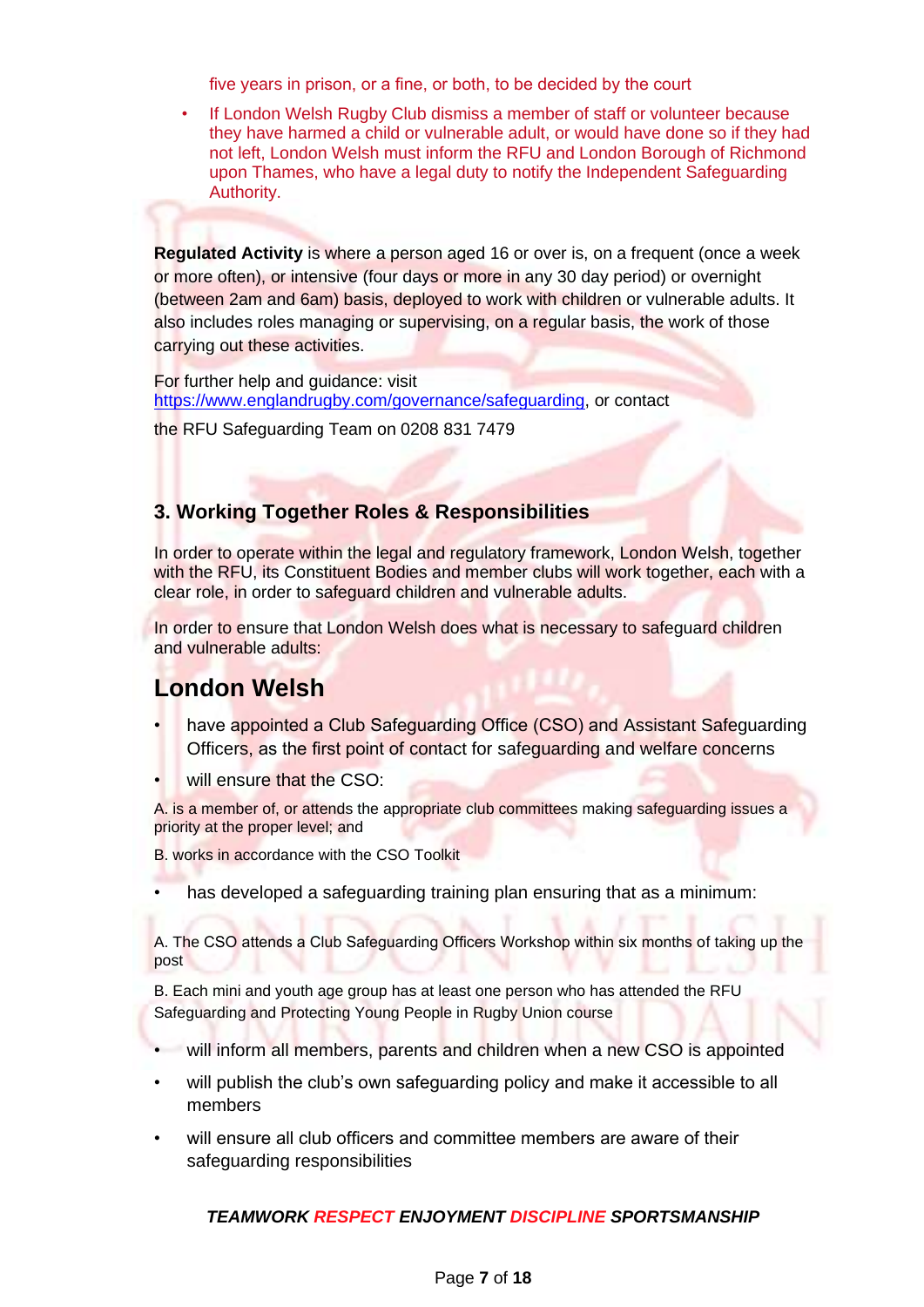five years in prison, or a fine, or both, to be decided by the court

- If London Welsh Rugby Club dismiss a member of staff or volunteer because they have harmed a child or vulnerable adult, or would have done so if they had not left, London Welsh must inform the RFU and London Borough of Richmond upon Thames, who have a legal duty to notify the Independent Safeguarding Authority.

**Regulated Activity** is where a person aged 16 or over is, on a frequent (once a week or more often), or intensive (four days or more in any 30 day period) or overnight (between 2am and 6am) basis, deployed to work with children or vulnerable adults. It also includes roles managing or supervising, on a regular basis, the work of those carrying out these activities.

For further help and guidance: visit https://www.englandrugby.com/governance/safeguarding, or contact

the RFU Safeguarding Team on 0208 831 7479

### 3. Working Together Roles & Responsibilities

In order to operate within the legal and regulatory framework, London Welsh, together with the RFU, its Constituent Bodies and member clubs will work together, each with a clear role, in order to safeguard children and vulnerable adults.

In order to ensure that London Welsh does what is necessary to safeguard children and vulnerable adults:

## London Welsh

- have appointed a Club Safeguarding Office (CSO) and Assistant Safeguarding Officers, as the first point of contact for safeguarding and welfare concerns
- will ensure that the CSO:

A. is a member of, or attends the appropriate club committees making safeguarding issues a priority at the proper level; and

B. works in accordance with the CSO Toolkit

- has developed a safeguarding training plan ensuring that as a minimum:

A. The CSO attends a Club Safeguarding Officers Workshop within six months of taking up the post

B. Each mini and youth age group has at least one person who has attended the RFU Safeguarding and Protecting Young People in Rugby Union course

- will inform all members, parents and children when a new CSO is appointed
- will publish the club's own safeguarding policy and make it accessible to all members
- will ensure all club officers and committee members are aware of their safeguarding responsibilities

***TEAMWORK RESPECT ENJOYMENT DISCIPLINE SPORTSMANSHIP***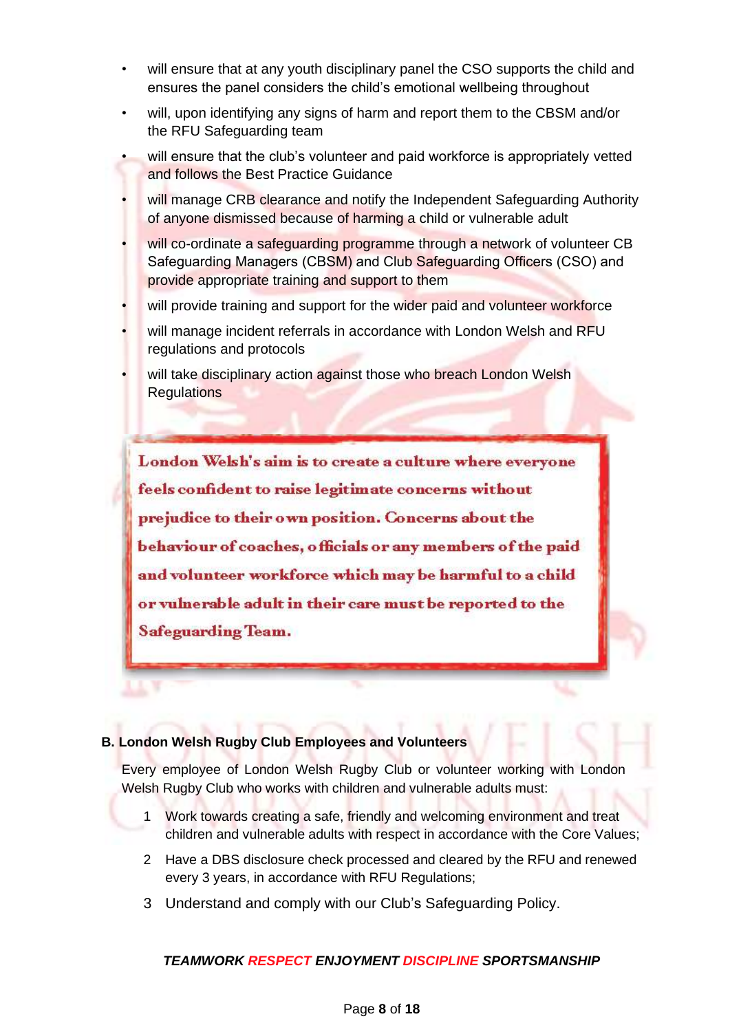- will ensure that at any youth disciplinary panel the CSO supports the child and ensures the panel considers the child's emotional wellbeing throughout
- will, upon identifying any signs of harm and report them to the CBSM and/or the RFU Safeguarding team
- will ensure that the club's volunteer and paid workforce is appropriately vetted and follows the Best Practice Guidance
- will manage CRB clearance and notify the Independent Safeguarding Authority of anyone dismissed because of harming a child or vulnerable adult
- will co-ordinate a safeguarding programme through a network of volunteer CB Safeguarding Managers (CBSM) and Club Safeguarding Officers (CSO) and provide appropriate training and support to them
- will provide training and support for the wider paid and volunteer workforce
- will manage incident referrals in accordance with London Welsh and RFU regulations and protocols
- will take disciplinary action against those who breach London Welsh Regulations

> **London Welsh's aim is to create a culture where everyone feels confident to raise legitimate concerns without prejudice to their own position. Concerns about the behaviour of coaches, officials or any members of the paid and volunteer workforce which may be harmful to a child or vulnerable adult in their care must be reported to the Safeguarding Team.**

**B. London Welsh Rugby Club Employees and Volunteers**

Every employee of London Welsh Rugby Club or volunteer working with London Welsh Rugby Club who works with children and vulnerable adults must:

1. Work towards creating a safe, friendly and welcoming environment and treat children and vulnerable adults with respect in accordance with the Core Values;
2. Have a DBS disclosure check processed and cleared by the RFU and renewed every 3 years, in accordance with RFU Regulations;
3. Understand and comply with our Club's Safeguarding Policy.

***TEAMWORK RESPECT ENJOYMENT DISCIPLINE SPORTSMANSHIP***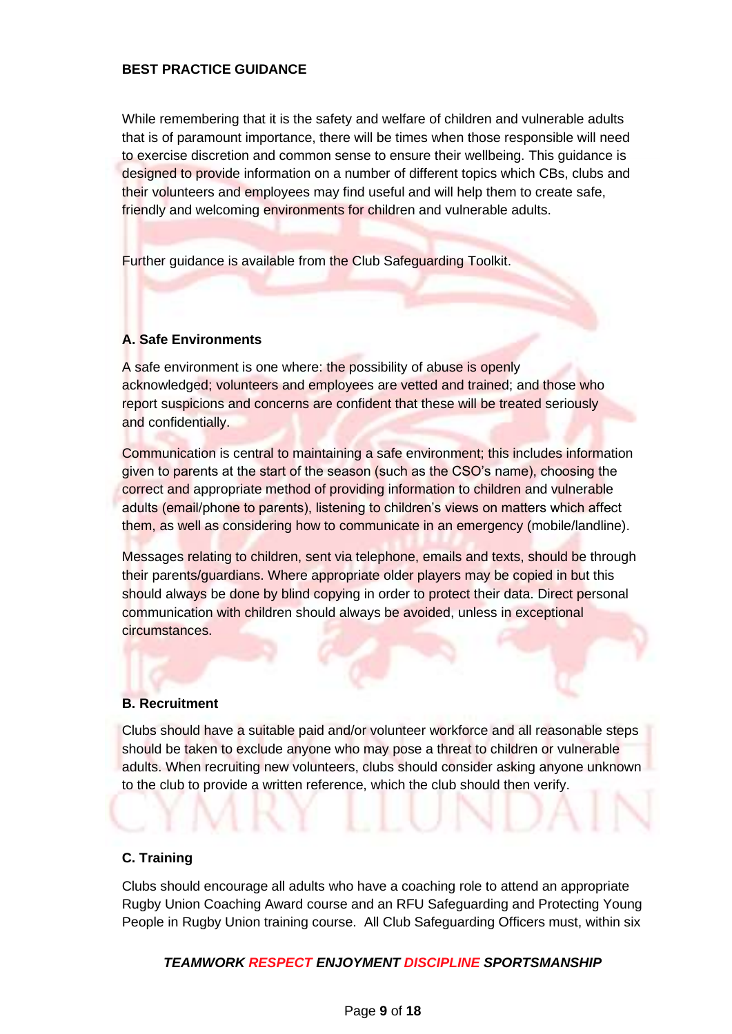**BEST PRACTICE GUIDANCE**

While remembering that it is the safety and welfare of children and vulnerable adults that is of paramount importance, there will be times when those responsible will need to exercise discretion and common sense to ensure their wellbeing. This guidance is designed to provide information on a number of different topics which CBs, clubs and their volunteers and employees may find useful and will help them to create safe, friendly and welcoming environments for children and vulnerable adults.

Further guidance is available from the Club Safeguarding Toolkit.

**A. Safe Environments**

A safe environment is one where: the possibility of abuse is openly acknowledged; volunteers and employees are vetted and trained; and those who report suspicions and concerns are confident that these will be treated seriously and confidentially.

Communication is central to maintaining a safe environment; this includes information given to parents at the start of the season (such as the CSO's name), choosing the correct and appropriate method of providing information to children and vulnerable adults (email/phone to parents), listening to children's views on matters which affect them, as well as considering how to communicate in an emergency (mobile/landline).

Messages relating to children, sent via telephone, emails and texts, should be through their parents/guardians. Where appropriate older players may be copied in but this should always be done by blind copying in order to protect their data. Direct personal communication with children should always be avoided, unless in exceptional circumstances.

**B. Recruitment**

Clubs should have a suitable paid and/or volunteer workforce and all reasonable steps should be taken to exclude anyone who may pose a threat to children or vulnerable adults. When recruiting new volunteers, clubs should consider asking anyone unknown to the club to provide a written reference, which the club should then verify.

**C. Training**

Clubs should encourage all adults who have a coaching role to attend an appropriate Rugby Union Coaching Award course and an RFU Safeguarding and Protecting Young People in Rugby Union training course. All Club Safeguarding Officers must, within six

***TEAMWORK RESPECT ENJOYMENT DISCIPLINE SPORTSMANSHIP***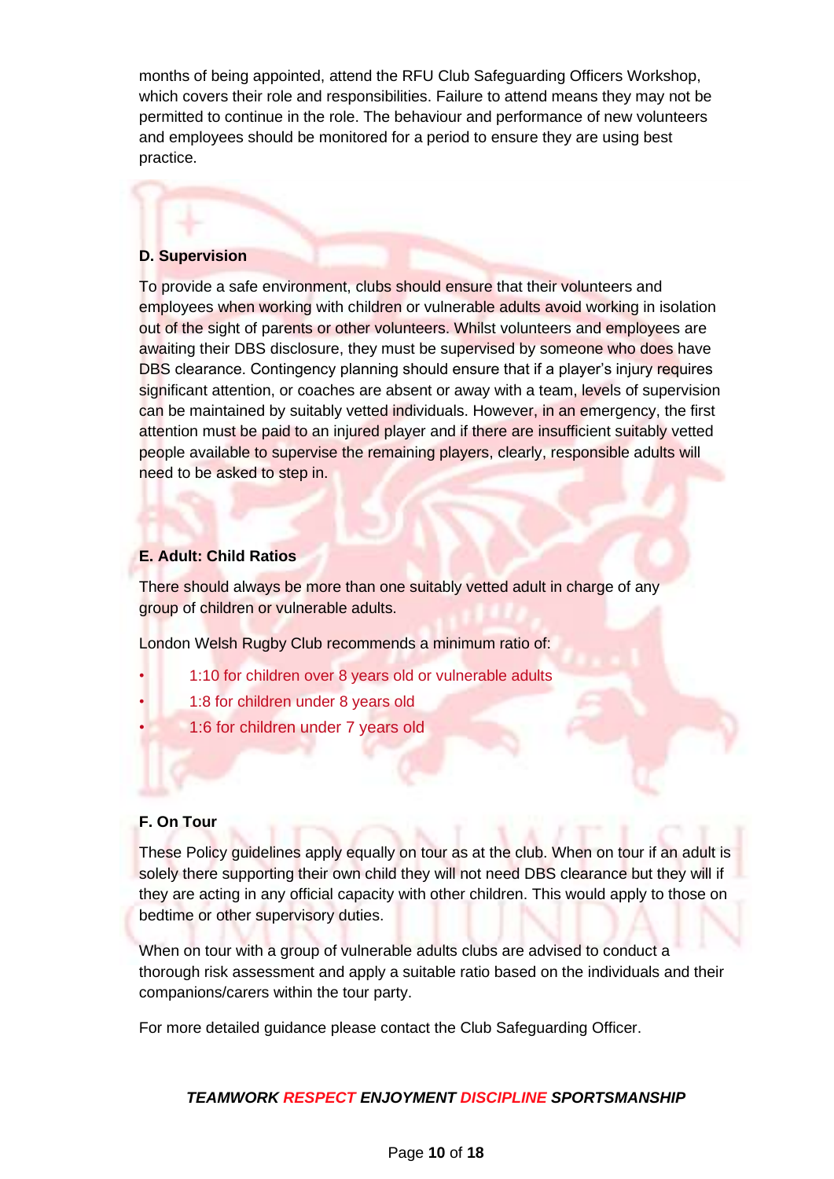months of being appointed, attend the RFU Club Safeguarding Officers Workshop, which covers their role and responsibilities. Failure to attend means they may not be permitted to continue in the role. The behaviour and performance of new volunteers and employees should be monitored for a period to ensure they are using best practice.

### D. Supervision

To provide a safe environment, clubs should ensure that their volunteers and employees when working with children or vulnerable adults avoid working in isolation out of the sight of parents or other volunteers. Whilst volunteers and employees are awaiting their DBS disclosure, they must be supervised by someone who does have DBS clearance. Contingency planning should ensure that if a player's injury requires significant attention, or coaches are absent or away with a team, levels of supervision can be maintained by suitably vetted individuals. However, in an emergency, the first attention must be paid to an injured player and if there are insufficient suitably vetted people available to supervise the remaining players, clearly, responsible adults will need to be asked to step in.

### E. Adult: Child Ratios

There should always be more than one suitably vetted adult in charge of any group of children or vulnerable adults.

London Welsh Rugby Club recommends a minimum ratio of:

- 1:10 for children over 8 years old or vulnerable adults
- 1:8 for children under 8 years old
- 1:6 for children under 7 years old

### F. On Tour

These Policy guidelines apply equally on tour as at the club. When on tour if an adult is solely there supporting their own child they will not need DBS clearance but they will if they are acting in any official capacity with other children. This would apply to those on bedtime or other supervisory duties.

When on tour with a group of vulnerable adults clubs are advised to conduct a thorough risk assessment and apply a suitable ratio based on the individuals and their companions/carers within the tour party.

For more detailed guidance please contact the Club Safeguarding Officer.

***TEAMWORK RESPECT ENJOYMENT DISCIPLINE SPORTSMANSHIP***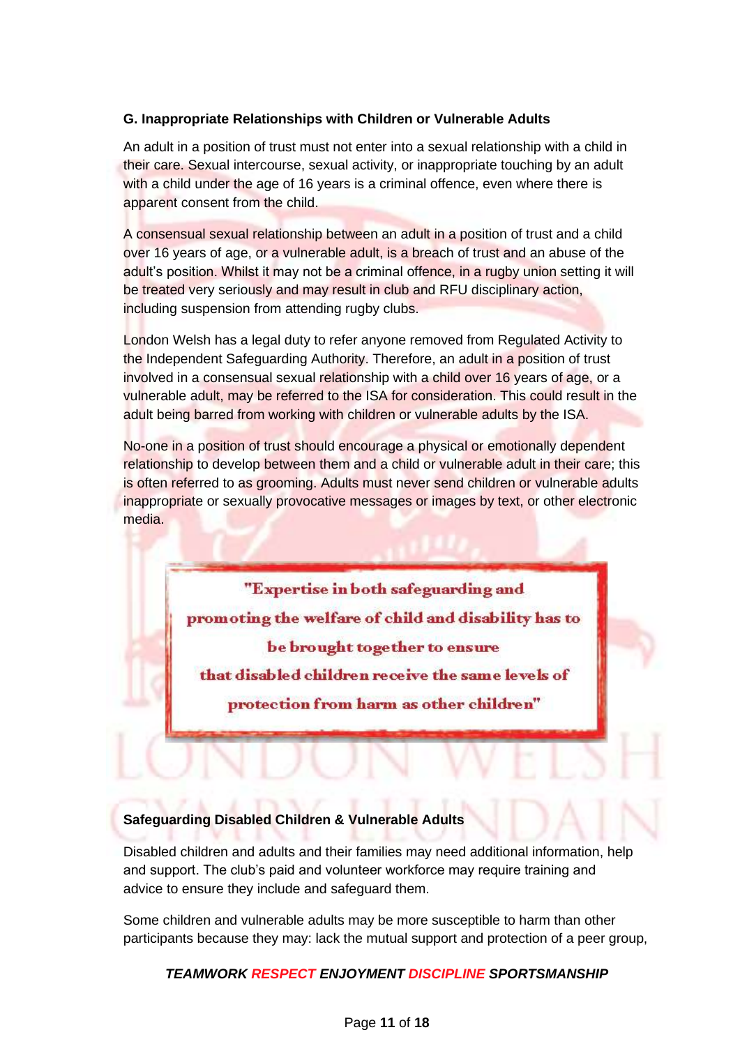### G. Inappropriate Relationships with Children or Vulnerable Adults

An adult in a position of trust must not enter into a sexual relationship with a child in their care. Sexual intercourse, sexual activity, or inappropriate touching by an adult with a child under the age of 16 years is a criminal offence, even where there is apparent consent from the child.

A consensual sexual relationship between an adult in a position of trust and a child over 16 years of age, or a vulnerable adult, is a breach of trust and an abuse of the adult's position. Whilst it may not be a criminal offence, in a rugby union setting it will be treated very seriously and may result in club and RFU disciplinary action, including suspension from attending rugby clubs.

London Welsh has a legal duty to refer anyone removed from Regulated Activity to the Independent Safeguarding Authority. Therefore, an adult in a position of trust involved in a consensual sexual relationship with a child over 16 years of age, or a vulnerable adult, may be referred to the ISA for consideration. This could result in the adult being barred from working with children or vulnerable adults by the ISA.

No-one in a position of trust should encourage a physical or emotionally dependent relationship to develop between them and a child or vulnerable adult in their care; this is often referred to as grooming. Adults must never send children or vulnerable adults inappropriate or sexually provocative messages or images by text, or other electronic media.

> "Expertise in both safeguarding and promoting the welfare of child and disability has to be brought together to ensure that disabled children receive the same levels of protection from harm as other children"

### Safeguarding Disabled Children & Vulnerable Adults

Disabled children and adults and their families may need additional information, help and support. The club's paid and volunteer workforce may require training and advice to ensure they include and safeguard them.

Some children and vulnerable adults may be more susceptible to harm than other participants because they may: lack the mutual support and protection of a peer group,

***TEAMWORK RESPECT ENJOYMENT DISCIPLINE SPORTSMANSHIP***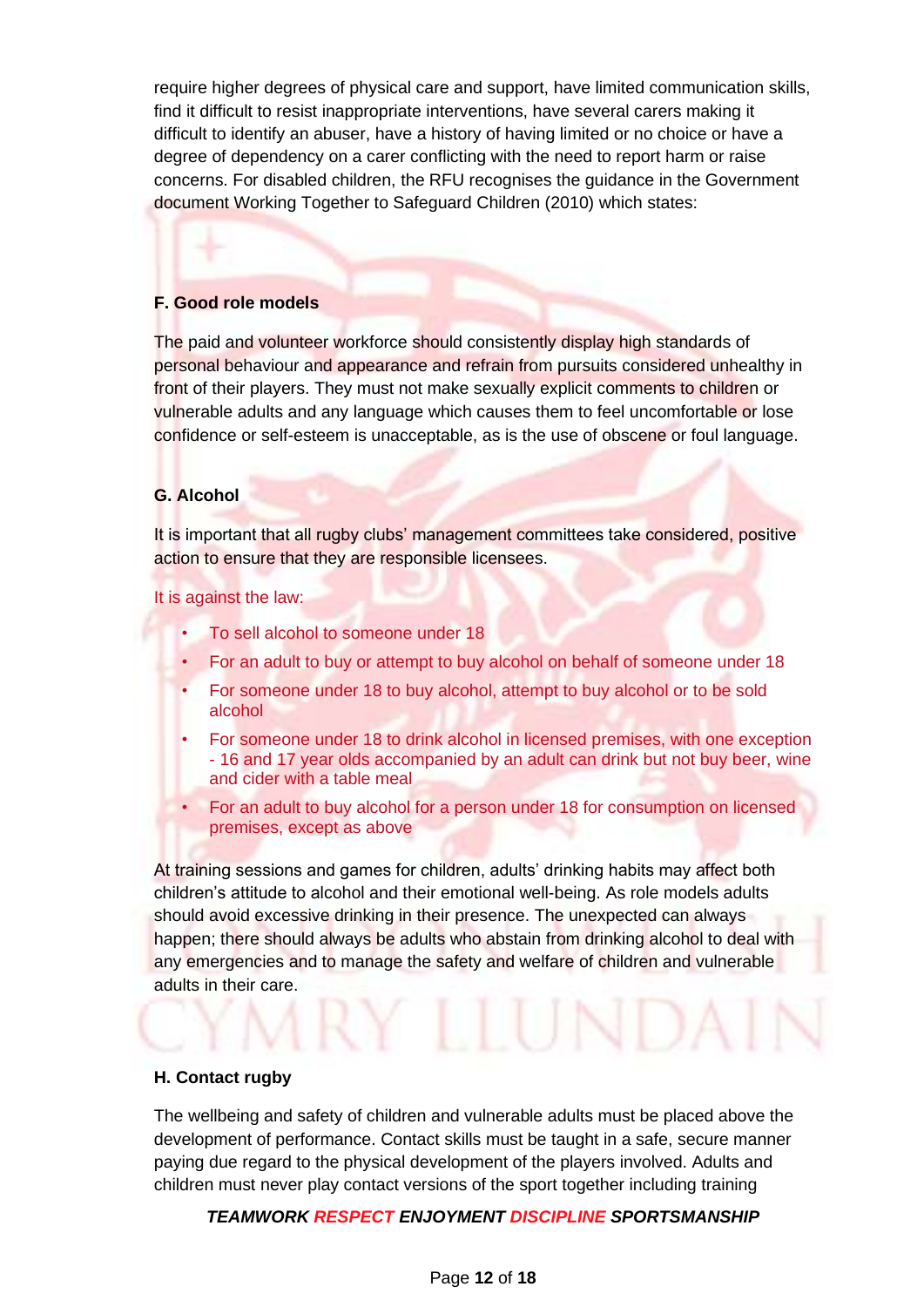require higher degrees of physical care and support, have limited communication skills, find it difficult to resist inappropriate interventions, have several carers making it difficult to identify an abuser, have a history of having limited or no choice or have a degree of dependency on a carer conflicting with the need to report harm or raise concerns. For disabled children, the RFU recognises the guidance in the Government document Working Together to Safeguard Children (2010) which states:

**F. Good role models**

The paid and volunteer workforce should consistently display high standards of personal behaviour and appearance and refrain from pursuits considered unhealthy in front of their players. They must not make sexually explicit comments to children or vulnerable adults and any language which causes them to feel uncomfortable or lose confidence or self-esteem is unacceptable, as is the use of obscene or foul language.

**G. Alcohol**

It is important that all rugby clubs' management committees take considered, positive action to ensure that they are responsible licensees.

It is against the law:

- To sell alcohol to someone under 18
- For an adult to buy or attempt to buy alcohol on behalf of someone under 18
- For someone under 18 to buy alcohol, attempt to buy alcohol or to be sold alcohol
- For someone under 18 to drink alcohol in licensed premises, with one exception - 16 and 17 year olds accompanied by an adult can drink but not buy beer, wine and cider with a table meal
- For an adult to buy alcohol for a person under 18 for consumption on licensed premises, except as above

At training sessions and games for children, adults' drinking habits may affect both children's attitude to alcohol and their emotional well-being. As role models adults should avoid excessive drinking in their presence. The unexpected can always happen; there should always be adults who abstain from drinking alcohol to deal with any emergencies and to manage the safety and welfare of children and vulnerable adults in their care.

**H. Contact rugby**

The wellbeing and safety of children and vulnerable adults must be placed above the development of performance. Contact skills must be taught in a safe, secure manner paying due regard to the physical development of the players involved. Adults and children must never play contact versions of the sport together including training

***TEAMWORK RESPECT ENJOYMENT DISCIPLINE SPORTSMANSHIP***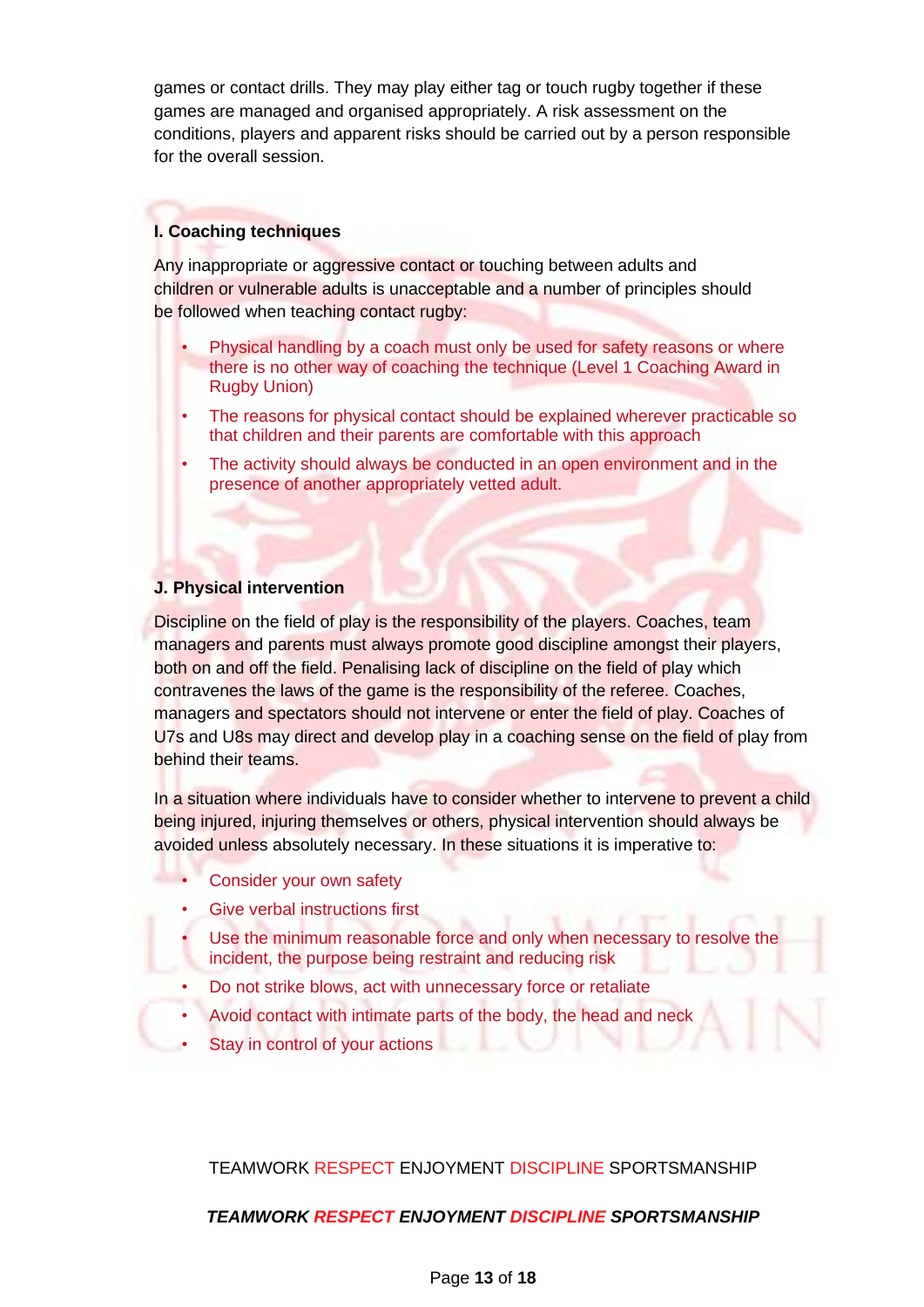games or contact drills. They may play either tag or touch rugby together if these games are managed and organised appropriately. A risk assessment on the conditions, players and apparent risks should be carried out by a person responsible for the overall session.

### I. Coaching techniques

Any inappropriate or aggressive contact or touching between adults and children or vulnerable adults is unacceptable and a number of principles should be followed when teaching contact rugby:

- Physical handling by a coach must only be used for safety reasons or where there is no other way of coaching the technique (Level 1 Coaching Award in Rugby Union)
- The reasons for physical contact should be explained wherever practicable so that children and their parents are comfortable with this approach
- The activity should always be conducted in an open environment and in the presence of another appropriately vetted adult.

### J. Physical intervention

Discipline on the field of play is the responsibility of the players. Coaches, team managers and parents must always promote good discipline amongst their players, both on and off the field. Penalising lack of discipline on the field of play which contravenes the laws of the game is the responsibility of the referee. Coaches, managers and spectators should not intervene or enter the field of play. Coaches of U7s and U8s may direct and develop play in a coaching sense on the field of play from behind their teams.

In a situation where individuals have to consider whether to intervene to prevent a child being injured, injuring themselves or others, physical intervention should always be avoided unless absolutely necessary. In these situations it is imperative to:

- Consider your own safety
- Give verbal instructions first
- Use the minimum reasonable force and only when necessary to resolve the incident, the purpose being restraint and reducing risk
- Do not strike blows, act with unnecessary force or retaliate
- Avoid contact with intimate parts of the body, the head and neck
- Stay in control of your actions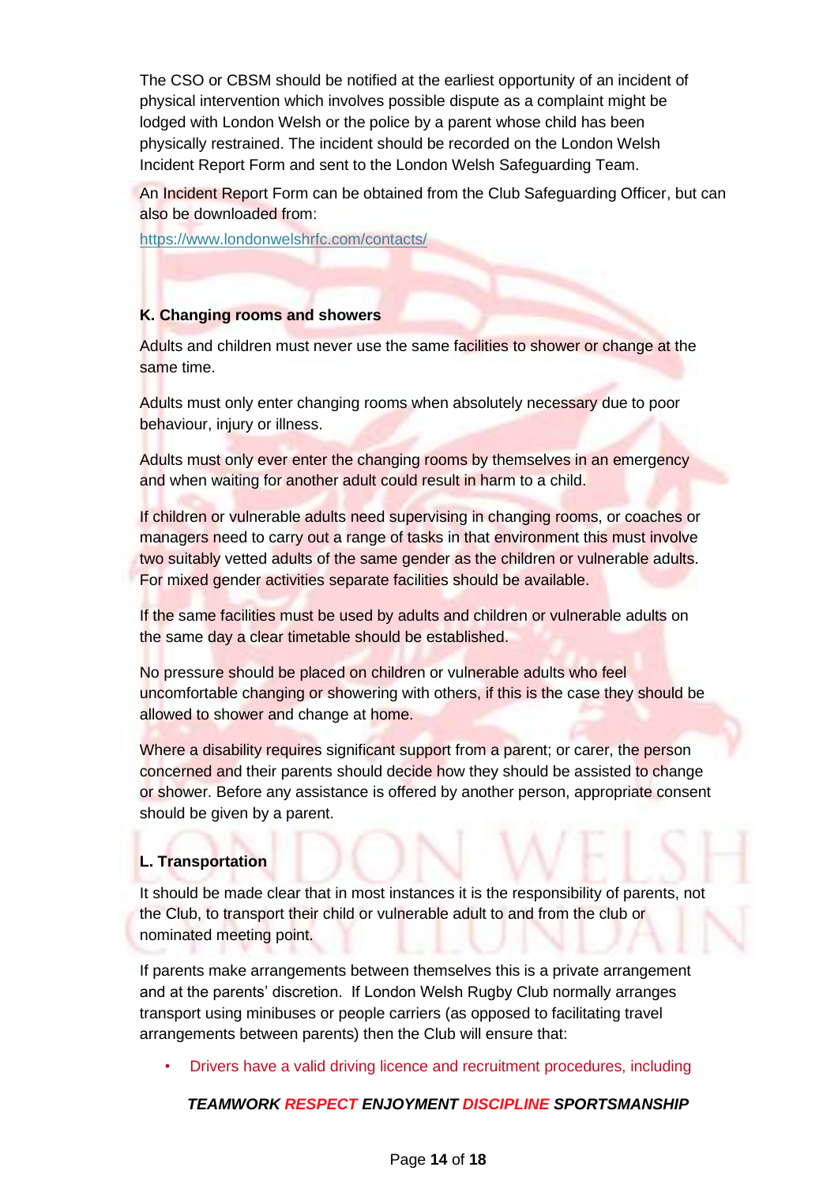The CSO or CBSM should be notified at the earliest opportunity of an incident of physical intervention which involves possible dispute as a complaint might be lodged with London Welsh or the police by a parent whose child has been physically restrained. The incident should be recorded on the London Welsh Incident Report Form and sent to the London Welsh Safeguarding Team.

An Incident Report Form can be obtained from the Club Safeguarding Officer, but can also be downloaded from:

https://www.londonwelshrfc.com/contacts/

**K. Changing rooms and showers**

Adults and children must never use the same facilities to shower or change at the same time.

Adults must only enter changing rooms when absolutely necessary due to poor behaviour, injury or illness.

Adults must only ever enter the changing rooms by themselves in an emergency and when waiting for another adult could result in harm to a child.

If children or vulnerable adults need supervising in changing rooms, or coaches or managers need to carry out a range of tasks in that environment this must involve two suitably vetted adults of the same gender as the children or vulnerable adults. For mixed gender activities separate facilities should be available.

If the same facilities must be used by adults and children or vulnerable adults on the same day a clear timetable should be established.

No pressure should be placed on children or vulnerable adults who feel uncomfortable changing or showering with others, if this is the case they should be allowed to shower and change at home.

Where a disability requires significant support from a parent; or carer, the person concerned and their parents should decide how they should be assisted to change or shower. Before any assistance is offered by another person, appropriate consent should be given by a parent.

**L. Transportation**

It should be made clear that in most instances it is the responsibility of parents, not the Club, to transport their child or vulnerable adult to and from the club or nominated meeting point.

If parents make arrangements between themselves this is a private arrangement and at the parents' discretion. If London Welsh Rugby Club normally arranges transport using minibuses or people carriers (as opposed to facilitating travel arrangements between parents) then the Club will ensure that:

- Drivers have a valid driving licence and recruitment procedures, including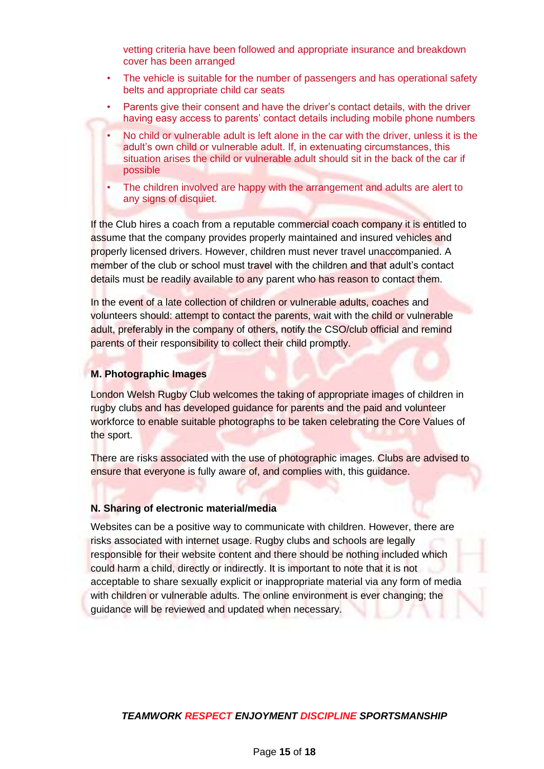vetting criteria have been followed and appropriate insurance and breakdown cover has been arranged

- The vehicle is suitable for the number of passengers and has operational safety belts and appropriate child car seats
- Parents give their consent and have the driver's contact details, with the driver having easy access to parents' contact details including mobile phone numbers
- No child or vulnerable adult is left alone in the car with the driver, unless it is the adult's own child or vulnerable adult. If, in extenuating circumstances, this situation arises the child or vulnerable adult should sit in the back of the car if possible
- The children involved are happy with the arrangement and adults are alert to any signs of disquiet.

If the Club hires a coach from a reputable commercial coach company it is entitled to assume that the company provides properly maintained and insured vehicles and properly licensed drivers. However, children must never travel unaccompanied. A member of the club or school must travel with the children and that adult's contact details must be readily available to any parent who has reason to contact them.

In the event of a late collection of children or vulnerable adults, coaches and volunteers should: attempt to contact the parents, wait with the child or vulnerable adult, preferably in the company of others, notify the CSO/club official and remind parents of their responsibility to collect their child promptly.

### M. Photographic Images

London Welsh Rugby Club welcomes the taking of appropriate images of children in rugby clubs and has developed guidance for parents and the paid and volunteer workforce to enable suitable photographs to be taken celebrating the Core Values of the sport.

There are risks associated with the use of photographic images. Clubs are advised to ensure that everyone is fully aware of, and complies with, this guidance.

### N. Sharing of electronic material/media

Websites can be a positive way to communicate with children. However, there are risks associated with internet usage. Rugby clubs and schools are legally responsible for their website content and there should be nothing included which could harm a child, directly or indirectly. It is important to note that it is not acceptable to share sexually explicit or inappropriate material via any form of media with children or vulnerable adults. The online environment is ever changing; the guidance will be reviewed and updated when necessary.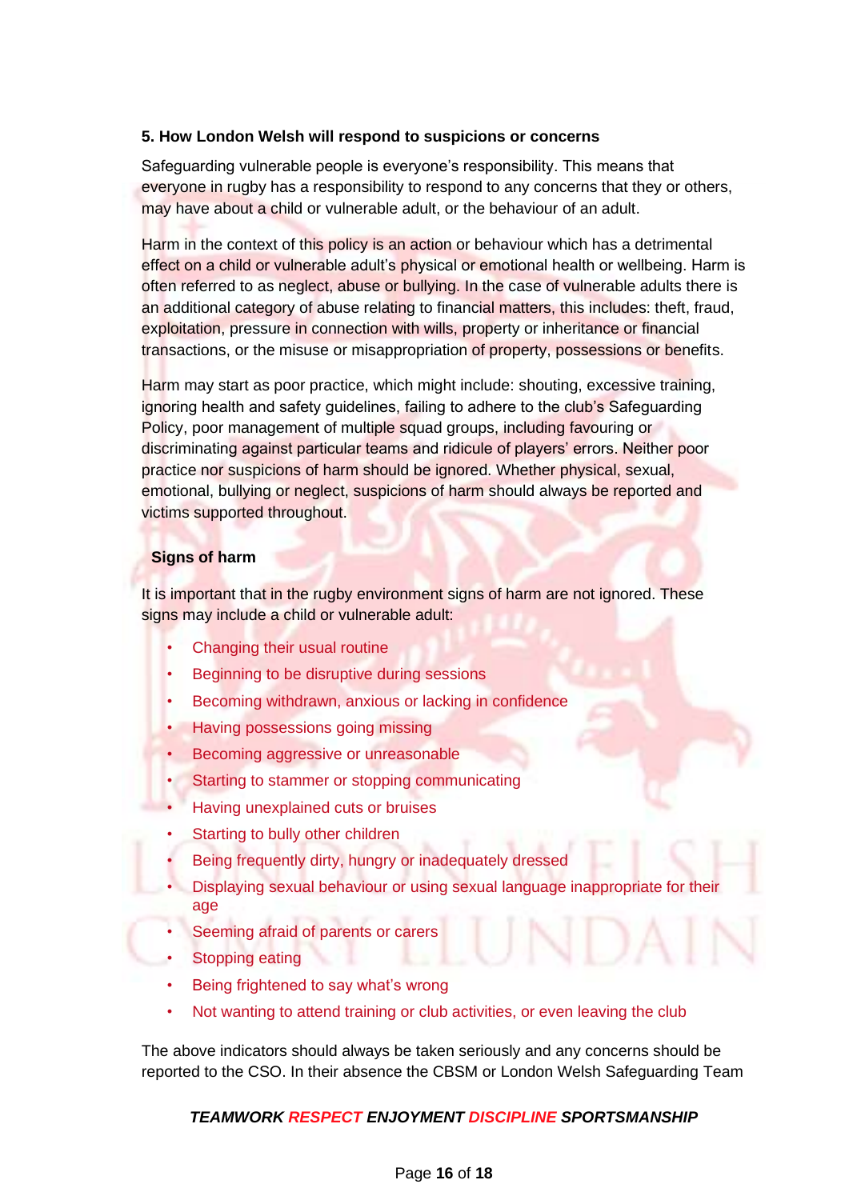### 5. How London Welsh will respond to suspicions or concerns

Safeguarding vulnerable people is everyone's responsibility. This means that everyone in rugby has a responsibility to respond to any concerns that they or others, may have about a child or vulnerable adult, or the behaviour of an adult.

Harm in the context of this policy is an action or behaviour which has a detrimental effect on a child or vulnerable adult's physical or emotional health or wellbeing. Harm is often referred to as neglect, abuse or bullying. In the case of vulnerable adults there is an additional category of abuse relating to financial matters, this includes: theft, fraud, exploitation, pressure in connection with wills, property or inheritance or financial transactions, or the misuse or misappropriation of property, possessions or benefits.

Harm may start as poor practice, which might include: shouting, excessive training, ignoring health and safety guidelines, failing to adhere to the club's Safeguarding Policy, poor management of multiple squad groups, including favouring or discriminating against particular teams and ridicule of players' errors. Neither poor practice nor suspicions of harm should be ignored. Whether physical, sexual, emotional, bullying or neglect, suspicions of harm should always be reported and victims supported throughout.

**Signs of harm**

It is important that in the rugby environment signs of harm are not ignored. These signs may include a child or vulnerable adult:

- Changing their usual routine
- Beginning to be disruptive during sessions
- Becoming withdrawn, anxious or lacking in confidence
- Having possessions going missing
- Becoming aggressive or unreasonable
- Starting to stammer or stopping communicating
- Having unexplained cuts or bruises
- Starting to bully other children
- Being frequently dirty, hungry or inadequately dressed
- Displaying sexual behaviour or using sexual language inappropriate for their age
- Seeming afraid of parents or carers
- Stopping eating
- Being frightened to say what's wrong
- Not wanting to attend training or club activities, or even leaving the club

The above indicators should always be taken seriously and any concerns should be reported to the CSO. In their absence the CBSM or London Welsh Safeguarding Team

***TEAMWORK RESPECT ENJOYMENT DISCIPLINE SPORTSMANSHIP***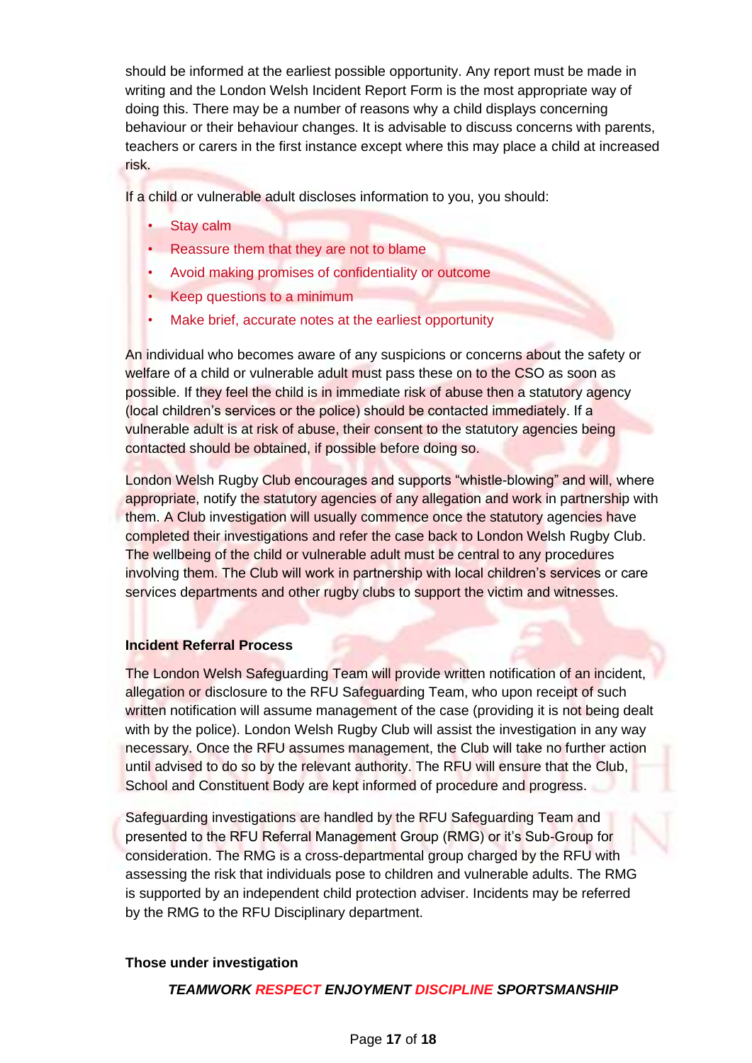should be informed at the earliest possible opportunity. Any report must be made in writing and the London Welsh Incident Report Form is the most appropriate way of doing this. There may be a number of reasons why a child displays concerning behaviour or their behaviour changes. It is advisable to discuss concerns with parents, teachers or carers in the first instance except where this may place a child at increased risk.

If a child or vulnerable adult discloses information to you, you should:

- Stay calm
- Reassure them that they are not to blame
- Avoid making promises of confidentiality or outcome
- Keep questions to a minimum
- Make brief, accurate notes at the earliest opportunity

An individual who becomes aware of any suspicions or concerns about the safety or welfare of a child or vulnerable adult must pass these on to the CSO as soon as possible. If they feel the child is in immediate risk of abuse then a statutory agency (local children's services or the police) should be contacted immediately. If a vulnerable adult is at risk of abuse, their consent to the statutory agencies being contacted should be obtained, if possible before doing so.

London Welsh Rugby Club encourages and supports "whistle-blowing" and will, where appropriate, notify the statutory agencies of any allegation and work in partnership with them. A Club investigation will usually commence once the statutory agencies have completed their investigations and refer the case back to London Welsh Rugby Club. The wellbeing of the child or vulnerable adult must be central to any procedures involving them. The Club will work in partnership with local children's services or care services departments and other rugby clubs to support the victim and witnesses.

**Incident Referral Process**

The London Welsh Safeguarding Team will provide written notification of an incident, allegation or disclosure to the RFU Safeguarding Team, who upon receipt of such written notification will assume management of the case (providing it is not being dealt with by the police). London Welsh Rugby Club will assist the investigation in any way necessary. Once the RFU assumes management, the Club will take no further action until advised to do so by the relevant authority. The RFU will ensure that the Club, School and Constituent Body are kept informed of procedure and progress.

Safeguarding investigations are handled by the RFU Safeguarding Team and presented to the RFU Referral Management Group (RMG) or it's Sub-Group for consideration. The RMG is a cross-departmental group charged by the RFU with assessing the risk that individuals pose to children and vulnerable adults. The RMG is supported by an independent child protection adviser. Incidents may be referred by the RMG to the RFU Disciplinary department.

**Those under investigation**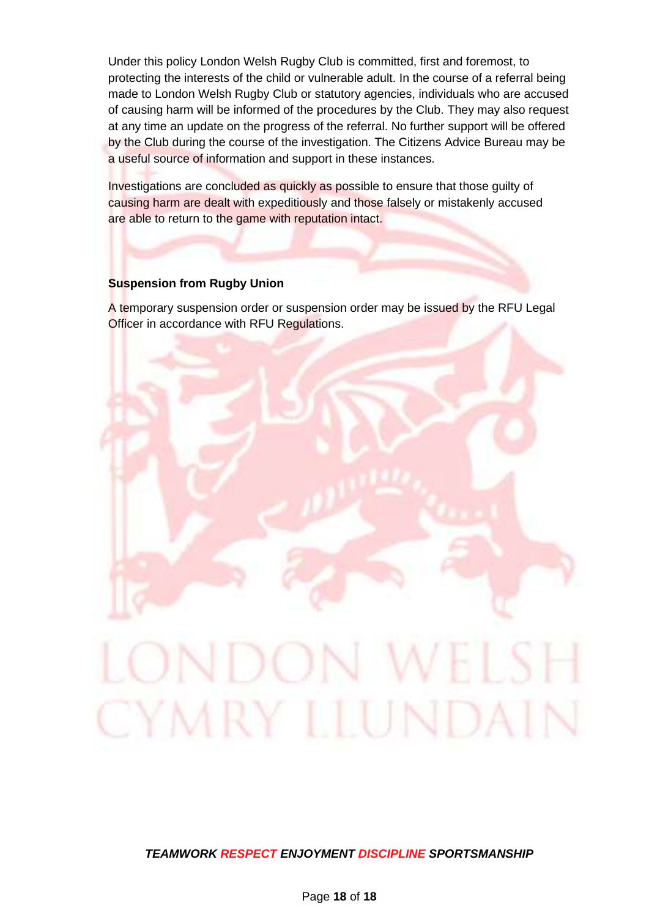Under this policy London Welsh Rugby Club is committed, first and foremost, to protecting the interests of the child or vulnerable adult. In the course of a referral being made to London Welsh Rugby Club or statutory agencies, individuals who are accused of causing harm will be informed of the procedures by the Club. They may also request at any time an update on the progress of the referral. No further support will be offered by the Club during the course of the investigation. The Citizens Advice Bureau may be a useful source of information and support in these instances.

Investigations are concluded as quickly as possible to ensure that those guilty of causing harm are dealt with expeditiously and those falsely or mistakenly accused are able to return to the game with reputation intact.

**Suspension from Rugby Union**

A temporary suspension order or suspension order may be issued by the RFU Legal Officer in accordance with RFU Regulations.

***TEAMWORK RESPECT ENJOYMENT DISCIPLINE SPORTSMANSHIP***